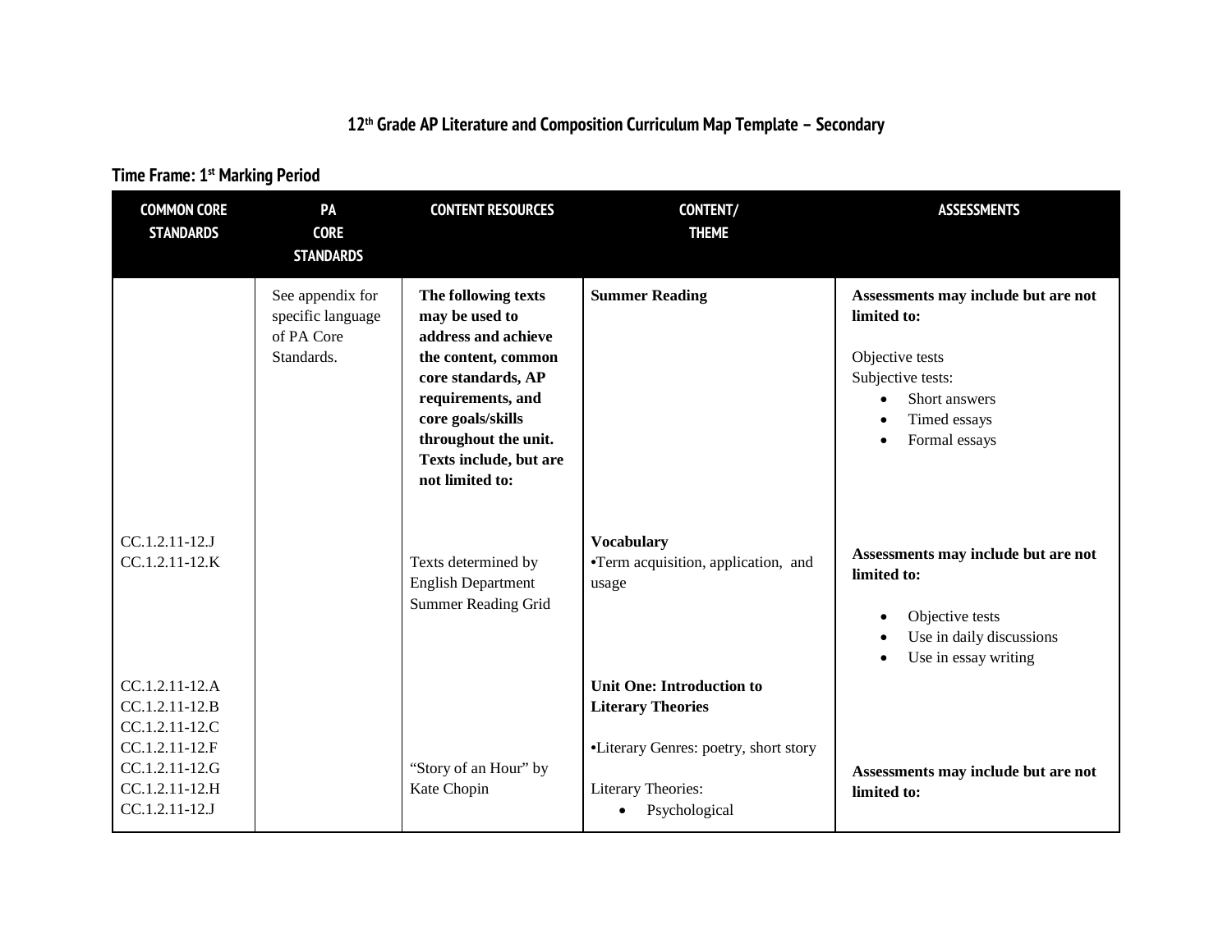# 12th Grade AP Literature and Composition Curriculum Map Template – Secondary

## Time Frame: 1st Marking Period

| COMMON CORE STANDARDS | PA CORE STANDARDS | CONTENT RESOURCES | CONTENT/ THEME | ASSESSMENTS |
|---|---|---|---|---|
| | See appendix for specific language of PA Core Standards. | **The following texts may be used to address and achieve the content, common core standards, AP requirements, and core goals/skills throughout the unit. Texts include, but are not limited to:** | **Summer Reading** | **Assessments may include but are not limited to:**<br><br>Objective tests<br>Subjective tests:<br>• Short answers<br>• Timed essays<br>• Formal essays |
| CC.1.2.11-12.J<br>CC.1.2.11-12.K | | Texts determined by English Department Summer Reading Grid | **Vocabulary**<br>•Term acquisition, application, and usage | **Assessments may include but are not limited to:**<br><br>• Objective tests<br>• Use in daily discussions<br>• Use in essay writing |
| CC.1.2.11-12.A<br>CC.1.2.11-12.B<br>CC.1.2.11-12.C<br>CC.1.2.11-12.F<br>CC.1.2.11-12.G<br>CC.1.2.11-12.H<br>CC.1.2.11-12.J | | "Story of an Hour" by Kate Chopin | **Unit One: Introduction to Literary Theories**<br><br>•Literary Genres: poetry, short story<br><br>Literary Theories:<br>• Psychological | **Assessments may include but are not limited to:** |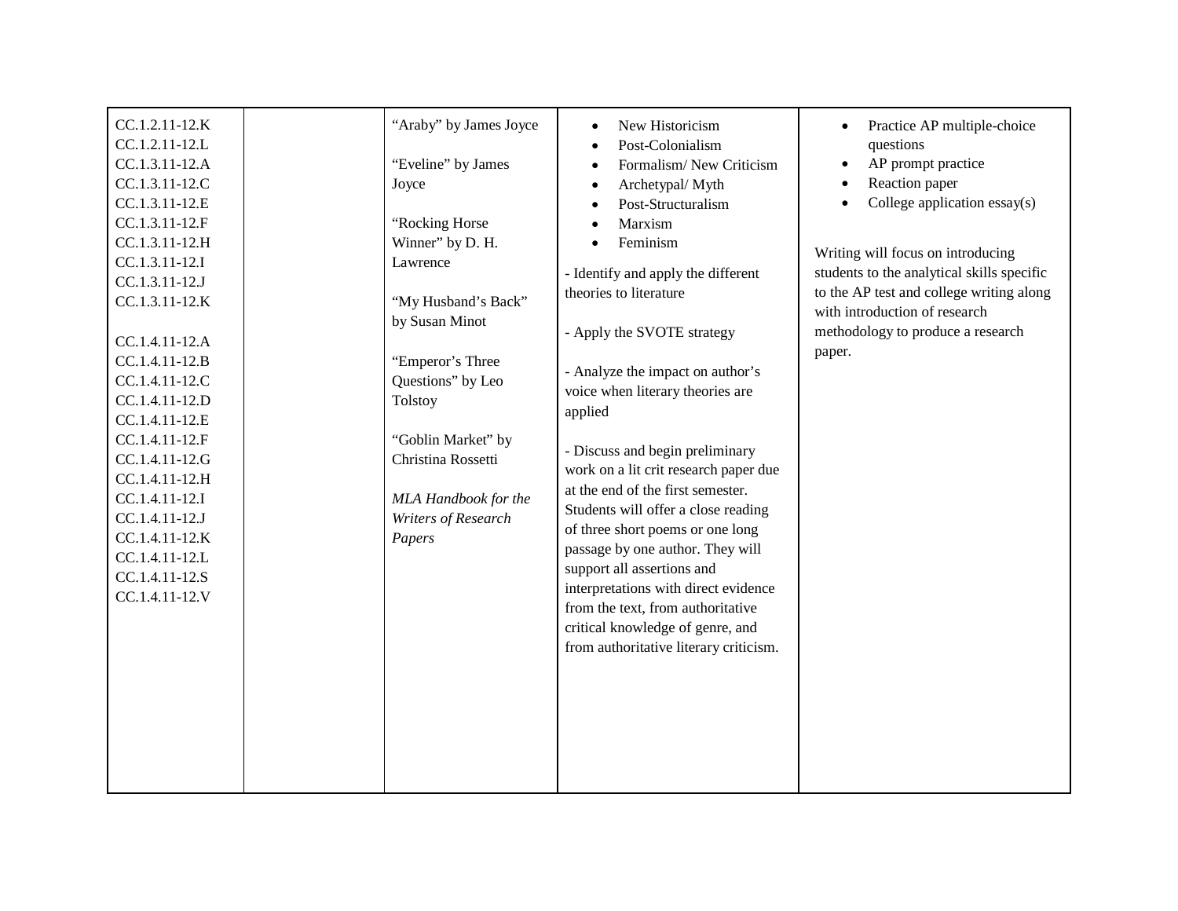| | | | | |
|---|---|---|---|---|
| CC.1.2.11-12.K<br>CC.1.2.11-12.L<br>CC.1.3.11-12.A<br>CC.1.3.11-12.C<br>CC.1.3.11-12.E<br>CC.1.3.11-12.F<br>CC.1.3.11-12.H<br>CC.1.3.11-12.I<br>CC.1.3.11-12.J<br>CC.1.3.11-12.K<br><br>CC.1.4.11-12.A<br>CC.1.4.11-12.B<br>CC.1.4.11-12.C<br>CC.1.4.11-12.D<br>CC.1.4.11-12.E<br>CC.1.4.11-12.F<br>CC.1.4.11-12.G<br>CC.1.4.11-12.H<br>CC.1.4.11-12.I<br>CC.1.4.11-12.J<br>CC.1.4.11-12.K<br>CC.1.4.11-12.L<br>CC.1.4.11-12.S<br>CC.1.4.11-12.V | | "Araby" by James Joyce<br><br>"Eveline" by James Joyce<br><br>"Rocking Horse Winner" by D. H. Lawrence<br><br>"My Husband's Back" by Susan Minot<br><br>"Emperor's Three Questions" by Leo Tolstoy<br><br>"Goblin Market" by Christina Rossetti<br><br>*MLA Handbook for the Writers of Research Papers* | • New Historicism<br>• Post-Colonialism<br>• Formalism/ New Criticism<br>• Archetypal/ Myth<br>• Post-Structuralism<br>• Marxism<br>• Feminism<br><br>- Identify and apply the different theories to literature<br><br>- Apply the SVOTE strategy<br><br>- Analyze the impact on author's voice when literary theories are applied<br><br>- Discuss and begin preliminary work on a lit crit research paper due at the end of the first semester. Students will offer a close reading of three short poems or one long passage by one author. They will support all assertions and interpretations with direct evidence from the text, from authoritative critical knowledge of genre, and from authoritative literary criticism. | • Practice AP multiple-choice questions<br>• AP prompt practice<br>• Reaction paper<br>• College application essay(s)<br><br>Writing will focus on introducing students to the analytical skills specific to the AP test and college writing along with introduction of research methodology to produce a research paper. |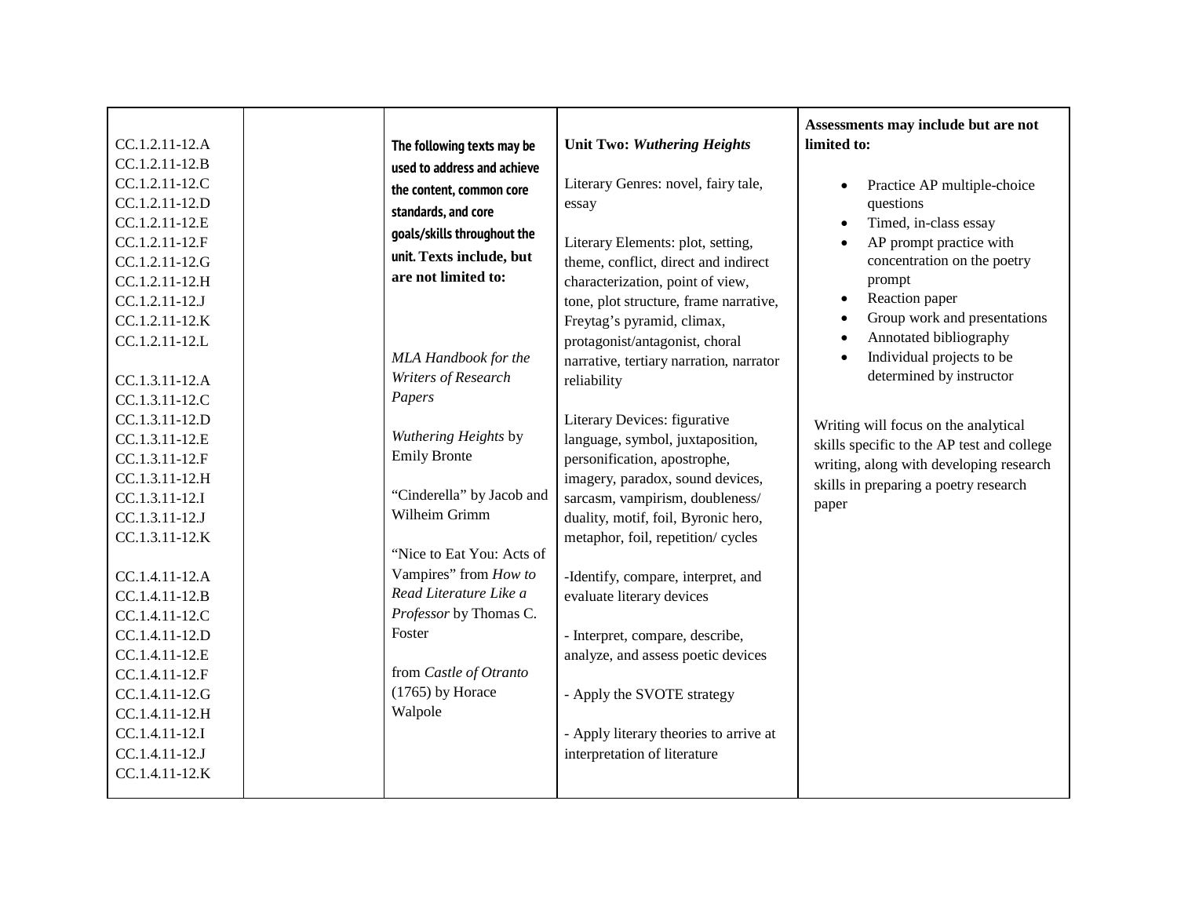| | | | | |
|---|---|---|---|---|
| CC.1.2.11-12.A<br>CC.1.2.11-12.B<br>CC.1.2.11-12.C<br>CC.1.2.11-12.D<br>CC.1.2.11-12.E<br>CC.1.2.11-12.F<br>CC.1.2.11-12.G<br>CC.1.2.11-12.H<br>CC.1.2.11-12.J<br>CC.1.2.11-12.K<br>CC.1.2.11-12.L<br><br>CC.1.3.11-12.A<br>CC.1.3.11-12.C<br>CC.1.3.11-12.D<br>CC.1.3.11-12.E<br>CC.1.3.11-12.F<br>CC.1.3.11-12.H<br>CC.1.3.11-12.I<br>CC.1.3.11-12.J<br>CC.1.3.11-12.K<br><br>CC.1.4.11-12.A<br>CC.1.4.11-12.B<br>CC.1.4.11-12.C<br>CC.1.4.11-12.D<br>CC.1.4.11-12.E<br>CC.1.4.11-12.F<br>CC.1.4.11-12.G<br>CC.1.4.11-12.H<br>CC.1.4.11-12.I<br>CC.1.4.11-12.J<br>CC.1.4.11-12.K | | **The following texts may be used to address and achieve the content, common core standards, and core goals/skills throughout the unit. Texts include, but are not limited to:**<br><br>*MLA Handbook for the Writers of Research Papers*<br><br>*Wuthering Heights* by Emily Bronte<br><br>"Cinderella" by Jacob and Wilheim Grimm<br><br>"Nice to Eat You: Acts of Vampires" from *How to Read Literature Like a Professor* by Thomas C. Foster<br><br>from *Castle of Otranto* (1765) by Horace Walpole | **Unit Two: *Wuthering Heights***<br><br>Literary Genres: novel, fairy tale, essay<br><br>Literary Elements: plot, setting, theme, conflict, direct and indirect characterization, point of view, tone, plot structure, frame narrative, Freytag's pyramid, climax, protagonist/antagonist, choral narrative, tertiary narration, narrator reliability<br><br>Literary Devices: figurative language, symbol, juxtaposition, personification, apostrophe, imagery, paradox, sound devices, sarcasm, vampirism, doubleness/ duality, motif, foil, Byronic hero, metaphor, foil, repetition/ cycles<br><br>-Identify, compare, interpret, and evaluate literary devices<br><br>- Interpret, compare, describe, analyze, and assess poetic devices<br><br>- Apply the SVOTE strategy<br><br>- Apply literary theories to arrive at interpretation of literature | **Assessments may include but are not limited to:**<br><br>• Practice AP multiple-choice questions<br>• Timed, in-class essay<br>• AP prompt practice with concentration on the poetry prompt<br>• Reaction paper<br>• Group work and presentations<br>• Annotated bibliography<br>• Individual projects to be determined by instructor<br><br>Writing will focus on the analytical skills specific to the AP test and college writing, along with developing research skills in preparing a poetry research paper |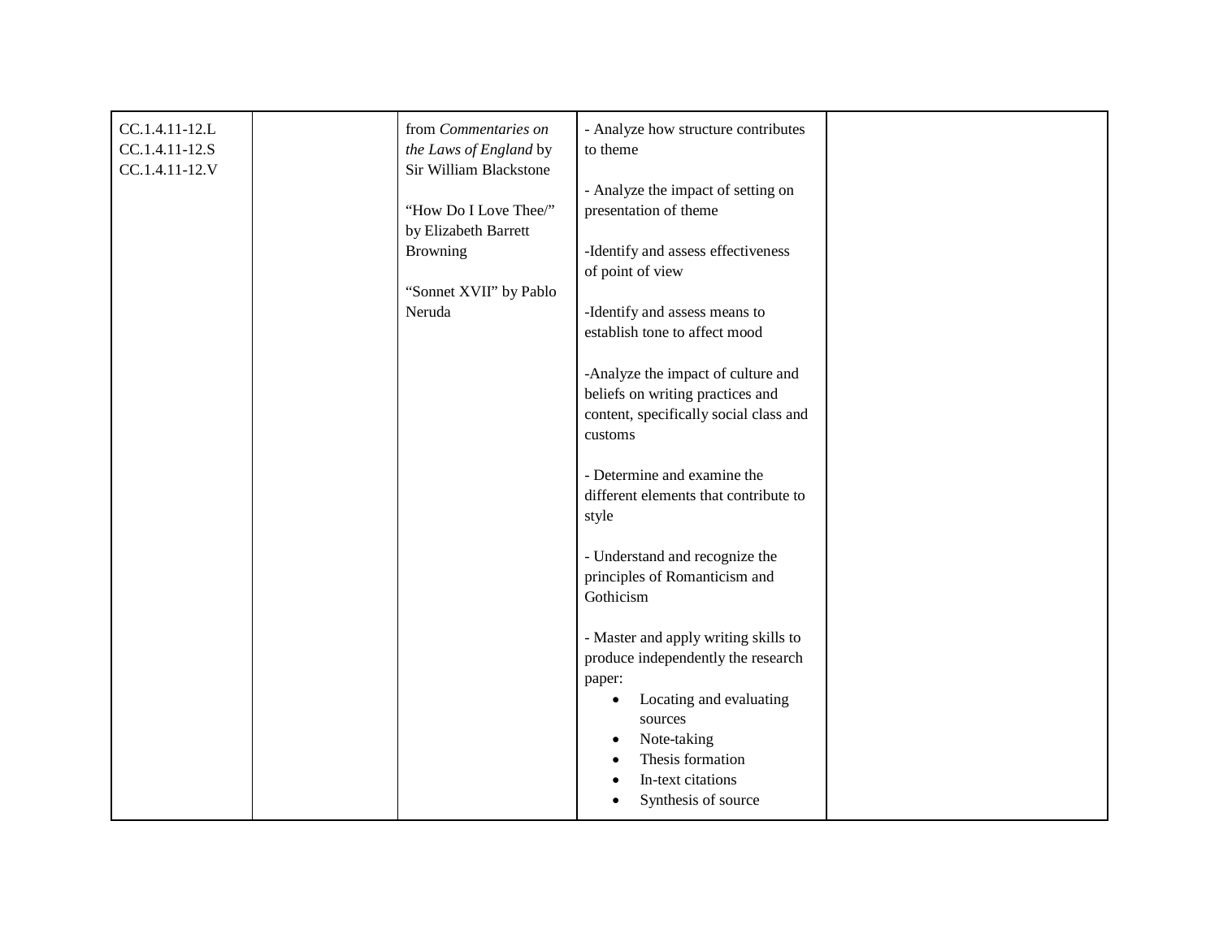| | | | | |
|---|---|---|---|---|
| CC.1.4.11-12.L<br>CC.1.4.11-12.S<br>CC.1.4.11-12.V | | from *Commentaries on the Laws of England* by Sir William Blackstone<br><br>"How Do I Love Thee/" by Elizabeth Barrett Browning<br><br>"Sonnet XVII" by Pablo Neruda | - Analyze how structure contributes to theme<br><br>- Analyze the impact of setting on presentation of theme<br><br>-Identify and assess effectiveness of point of view<br><br>-Identify and assess means to establish tone to affect mood<br><br>-Analyze the impact of culture and beliefs on writing practices and content, specifically social class and customs<br><br>- Determine and examine the different elements that contribute to style<br><br>- Understand and recognize the principles of Romanticism and Gothicism<br><br>- Master and apply writing skills to produce independently the research paper:<br>• Locating and evaluating sources<br>• Note-taking<br>• Thesis formation<br>• In-text citations<br>• Synthesis of source | |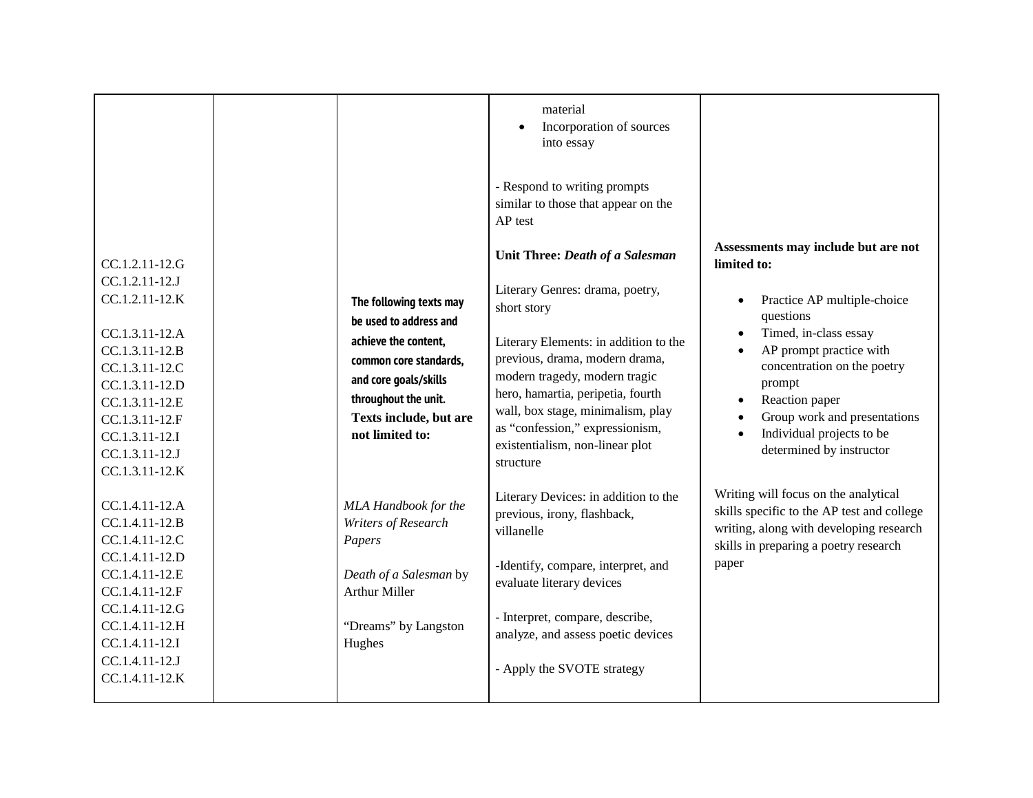| | | | | |
|---|---|---|---|---|
| CC.1.2.11-12.G<br>CC.1.2.11-12.J<br>CC.1.2.11-12.K<br><br>CC.1.3.11-12.A<br>CC.1.3.11-12.B<br>CC.1.3.11-12.C<br>CC.1.3.11-12.D<br>CC.1.3.11-12.E<br>CC.1.3.11-12.F<br>CC.1.3.11-12.I<br>CC.1.3.11-12.J<br>CC.1.3.11-12.K<br><br>CC.1.4.11-12.A<br>CC.1.4.11-12.B<br>CC.1.4.11-12.C<br>CC.1.4.11-12.D<br>CC.1.4.11-12.E<br>CC.1.4.11-12.F<br>CC.1.4.11-12.G<br>CC.1.4.11-12.H<br>CC.1.4.11-12.I<br>CC.1.4.11-12.J<br>CC.1.4.11-12.K | | **The following texts may be used to address and achieve the content, common core standards, and core goals/skills throughout the unit. Texts include, but are not limited to:**<br><br>*MLA Handbook for the Writers of Research Papers*<br><br>*Death of a Salesman* by Arthur Miller<br><br>"Dreams" by Langston Hughes | material<br>• Incorporation of sources into essay<br><br>- Respond to writing prompts similar to those that appear on the AP test<br><br>**Unit Three: *Death of a Salesman***<br><br>Literary Genres: drama, poetry, short story<br><br>Literary Elements: in addition to the previous, drama, modern drama, modern tragedy, modern tragic hero, hamartia, peripetia, fourth wall, box stage, minimalism, play as "confession," expressionism, existentialism, non-linear plot structure<br><br>Literary Devices: in addition to the previous, irony, flashback, villanelle<br><br>-Identify, compare, interpret, and evaluate literary devices<br><br>- Interpret, compare, describe, analyze, and assess poetic devices<br><br>- Apply the SVOTE strategy | **Assessments may include but are not limited to:**<br><br>• Practice AP multiple-choice questions<br>• Timed, in-class essay<br>• AP prompt practice with concentration on the poetry prompt<br>• Reaction paper<br>• Group work and presentations<br>• Individual projects to be determined by instructor<br><br>Writing will focus on the analytical skills specific to the AP test and college writing, along with developing research skills in preparing a poetry research paper |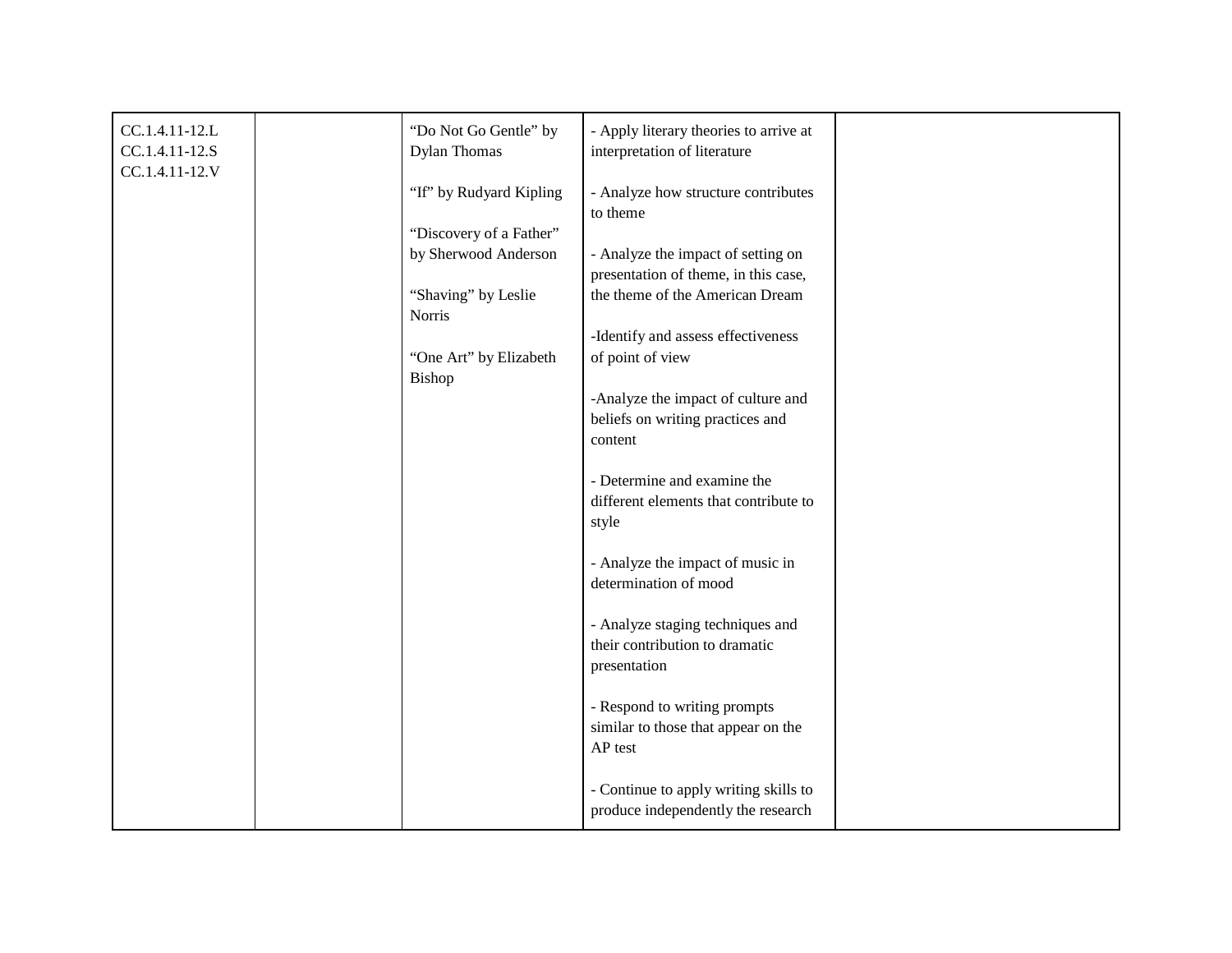| | | | | |
|---|---|---|---|---|
| CC.1.4.11-12.L<br>CC.1.4.11-12.S<br>CC.1.4.11-12.V | | "Do Not Go Gentle" by Dylan Thomas<br><br>"If" by Rudyard Kipling<br><br>"Discovery of a Father" by Sherwood Anderson<br><br>"Shaving" by Leslie Norris<br><br>"One Art" by Elizabeth Bishop | - Apply literary theories to arrive at interpretation of literature<br><br>- Analyze how structure contributes to theme<br><br>- Analyze the impact of setting on presentation of theme, in this case, the theme of the American Dream<br><br>-Identify and assess effectiveness of point of view<br><br>-Analyze the impact of culture and beliefs on writing practices and content<br><br>- Determine and examine the different elements that contribute to style<br><br>- Analyze the impact of music in determination of mood<br><br>- Analyze staging techniques and their contribution to dramatic presentation<br><br>- Respond to writing prompts similar to those that appear on the AP test<br><br>- Continue to apply writing skills to produce independently the research | |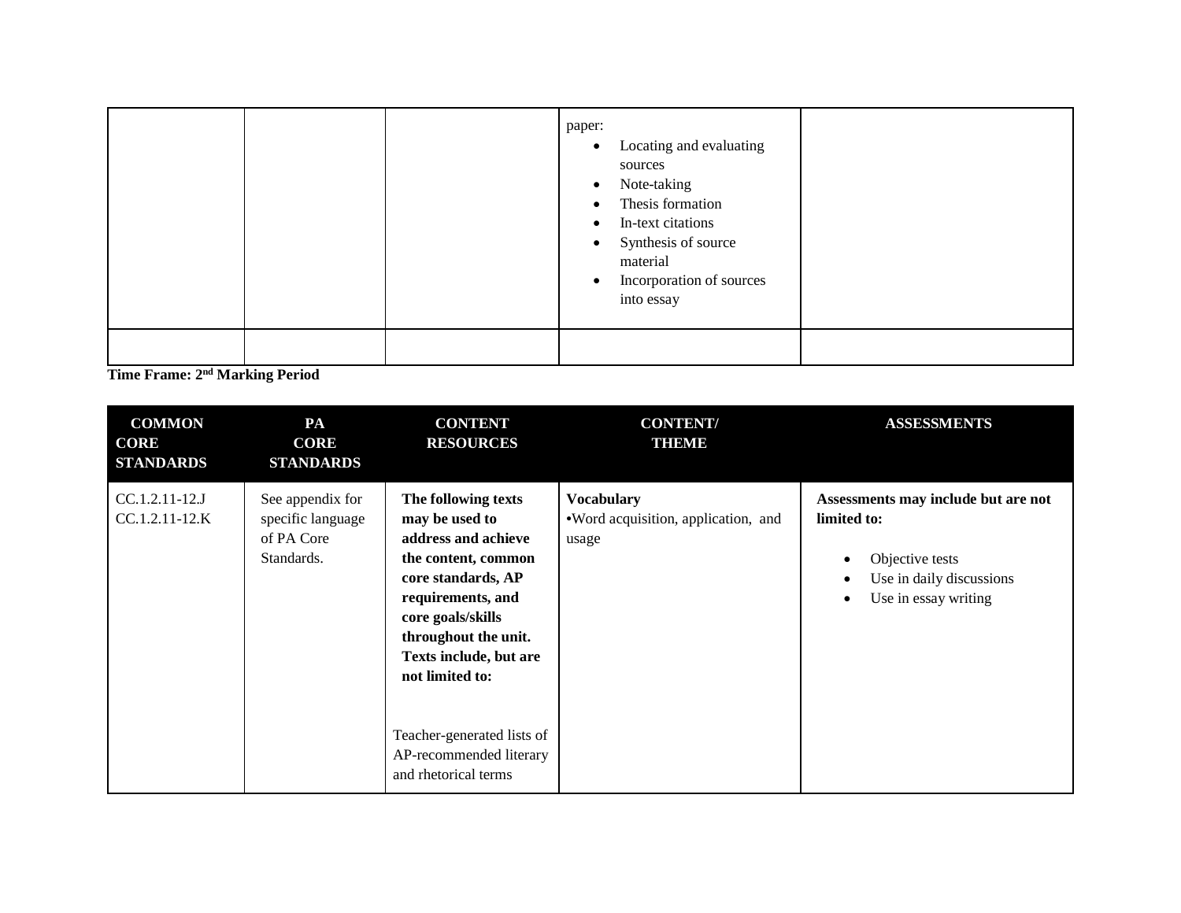| | | | paper:<br>• Locating and evaluating sources<br>• Note-taking<br>• Thesis formation<br>• In-text citations<br>• Synthesis of source material<br>• Incorporation of sources into essay | |
|---|---|---|---|---|
| | | | | |

**Time Frame: 2nd Marking Period**

| COMMON CORE STANDARDS | PA CORE STANDARDS | CONTENT RESOURCES | CONTENT/ THEME | ASSESSMENTS |
|---|---|---|---|---|
| CC.1.2.11-12.J<br>CC.1.2.11-12.K | See appendix for specific language of PA Core Standards. | **The following texts may be used to address and achieve the content, common core standards, AP requirements, and core goals/skills throughout the unit. Texts include, but are not limited to:**<br><br>Teacher-generated lists of AP-recommended literary and rhetorical terms | **Vocabulary**<br>•Word acquisition, application, and usage | **Assessments may include but are not limited to:**<br>• Objective tests<br>• Use in daily discussions<br>• Use in essay writing |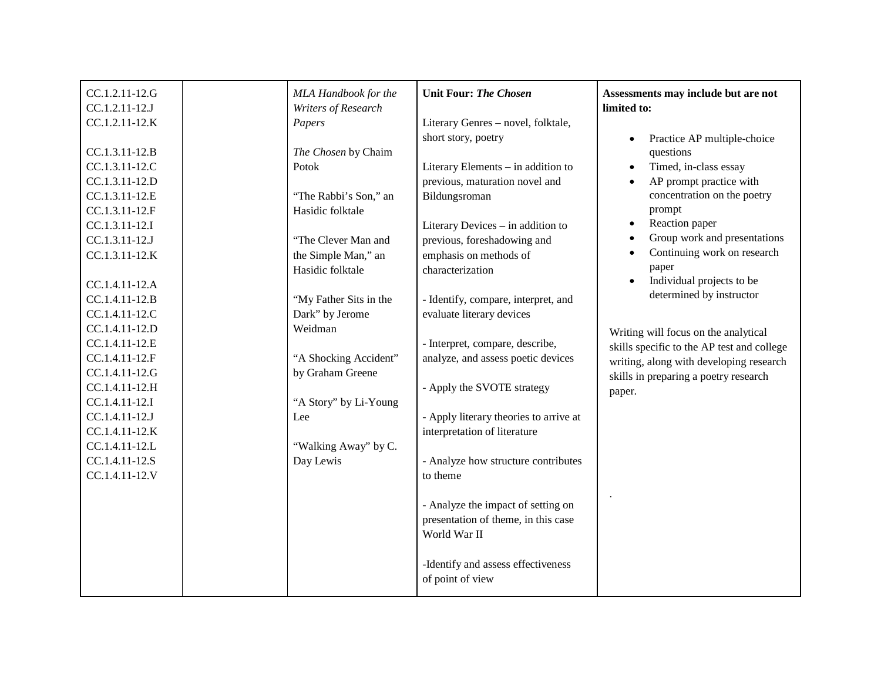| | | | | |
|---|---|---|---|---|
| CC.1.2.11-12.G<br>CC.1.2.11-12.J<br>CC.1.2.11-12.K<br><br>CC.1.3.11-12.B<br>CC.1.3.11-12.C<br>CC.1.3.11-12.D<br>CC.1.3.11-12.E<br>CC.1.3.11-12.F<br>CC.1.3.11-12.I<br>CC.1.3.11-12.J<br>CC.1.3.11-12.K<br><br>CC.1.4.11-12.A<br>CC.1.4.11-12.B<br>CC.1.4.11-12.C<br>CC.1.4.11-12.D<br>CC.1.4.11-12.E<br>CC.1.4.11-12.F<br>CC.1.4.11-12.G<br>CC.1.4.11-12.H<br>CC.1.4.11-12.I<br>CC.1.4.11-12.J<br>CC.1.4.11-12.K<br>CC.1.4.11-12.L<br>CC.1.4.11-12.S<br>CC.1.4.11-12.V | | *MLA Handbook for the Writers of Research Papers*<br><br>*The Chosen* by Chaim Potok<br><br>"The Rabbi's Son," an Hasidic folktale<br><br>"The Clever Man and the Simple Man," an Hasidic folktale<br><br>"My Father Sits in the Dark" by Jerome Weidman<br><br>"A Shocking Accident" by Graham Greene<br><br>"A Story" by Li-Young Lee<br><br>"Walking Away" by C. Day Lewis | **Unit Four: *The Chosen***<br><br>Literary Genres – novel, folktale, short story, poetry<br><br>Literary Elements – in addition to previous, maturation novel and Bildungsroman<br><br>Literary Devices – in addition to previous, foreshadowing and emphasis on methods of characterization<br><br>- Identify, compare, interpret, and evaluate literary devices<br><br>- Interpret, compare, describe, analyze, and assess poetic devices<br><br>- Apply the SVOTE strategy<br><br>- Apply literary theories to arrive at interpretation of literature<br><br>- Analyze how structure contributes to theme<br><br>- Analyze the impact of setting on presentation of theme, in this case World War II<br><br>-Identify and assess effectiveness of point of view | **Assessments may include but are not limited to:**<br><br>• Practice AP multiple-choice questions<br>• Timed, in-class essay<br>• AP prompt practice with concentration on the poetry prompt<br>• Reaction paper<br>• Group work and presentations<br>• Continuing work on research paper<br>• Individual projects to be determined by instructor<br><br>Writing will focus on the analytical skills specific to the AP test and college writing, along with developing research skills in preparing a poetry research paper.<br><br>. |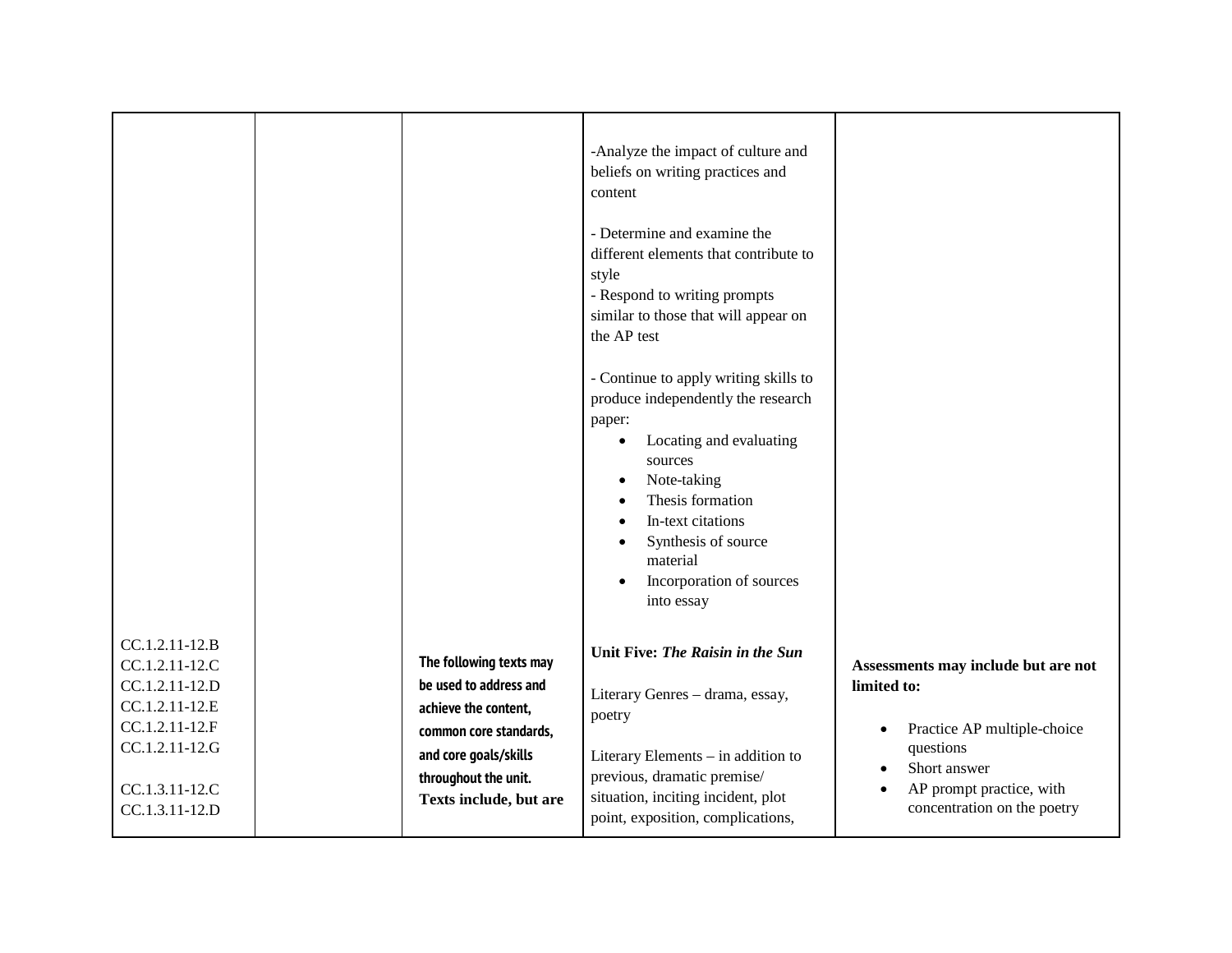| | | | | |
|---|---|---|---|---|
| | | | -Analyze the impact of culture and beliefs on writing practices and content<br><br>- Determine and examine the different elements that contribute to style<br>- Respond to writing prompts similar to those that will appear on the AP test<br><br>- Continue to apply writing skills to produce independently the research paper:<br>• Locating and evaluating sources<br>• Note-taking<br>• Thesis formation<br>• In-text citations<br>• Synthesis of source material<br>• Incorporation of sources into essay | |
| CC.1.2.11-12.B<br>CC.1.2.11-12.C<br>CC.1.2.11-12.D<br>CC.1.2.11-12.E<br>CC.1.2.11-12.F<br>CC.1.2.11-12.G<br><br>CC.1.3.11-12.C<br>CC.1.3.11-12.D | | **The following texts may be used to address and achieve the content, common core standards, and core goals/skills throughout the unit. Texts include, but are** | **Unit Five: *The Raisin in the Sun***<br><br>Literary Genres – drama, essay, poetry<br><br>Literary Elements – in addition to previous, dramatic premise/ situation, inciting incident, plot point, exposition, complications, | **Assessments may include but are not limited to:**<br><br>• Practice AP multiple-choice questions<br>• Short answer<br>• AP prompt practice, with concentration on the poetry |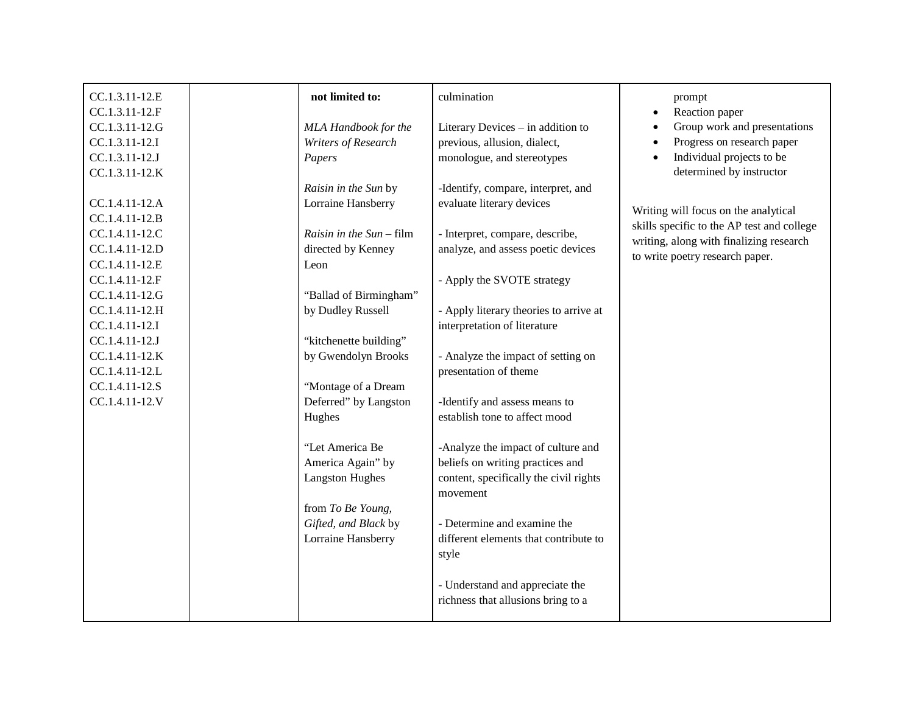| | | | | |
|---|---|---|---|---|
| CC.1.3.11-12.E<br>CC.1.3.11-12.F<br>CC.1.3.11-12.G<br>CC.1.3.11-12.I<br>CC.1.3.11-12.J<br>CC.1.3.11-12.K<br><br>CC.1.4.11-12.A<br>CC.1.4.11-12.B<br>CC.1.4.11-12.C<br>CC.1.4.11-12.D<br>CC.1.4.11-12.E<br>CC.1.4.11-12.F<br>CC.1.4.11-12.G<br>CC.1.4.11-12.H<br>CC.1.4.11-12.I<br>CC.1.4.11-12.J<br>CC.1.4.11-12.K<br>CC.1.4.11-12.L<br>CC.1.4.11-12.S<br>CC.1.4.11-12.V | | **not limited to:**<br><br>*MLA Handbook for the Writers of Research Papers*<br><br>*Raisin in the Sun* by Lorraine Hansberry<br><br>*Raisin in the Sun* – film directed by Kenney Leon<br><br>"Ballad of Birmingham" by Dudley Russell<br><br>"kitchenette building" by Gwendolyn Brooks<br><br>"Montage of a Dream Deferred" by Langston Hughes<br><br>"Let America Be America Again" by Langston Hughes<br><br>from *To Be Young, Gifted, and Black* by Lorraine Hansberry | culmination<br><br>Literary Devices – in addition to previous, allusion, dialect, monologue, and stereotypes<br><br>-Identify, compare, interpret, and evaluate literary devices<br><br>- Interpret, compare, describe, analyze, and assess poetic devices<br><br>- Apply the SVOTE strategy<br><br>- Apply literary theories to arrive at interpretation of literature<br><br>- Analyze the impact of setting on presentation of theme<br><br>-Identify and assess means to establish tone to affect mood<br><br>-Analyze the impact of culture and beliefs on writing practices and content, specifically the civil rights movement<br><br>- Determine and examine the different elements that contribute to style<br><br>- Understand and appreciate the richness that allusions bring to a | prompt<br>• Reaction paper<br>• Group work and presentations<br>• Progress on research paper<br>• Individual projects to be determined by instructor<br><br>Writing will focus on the analytical skills specific to the AP test and college writing, along with finalizing research to write poetry research paper. |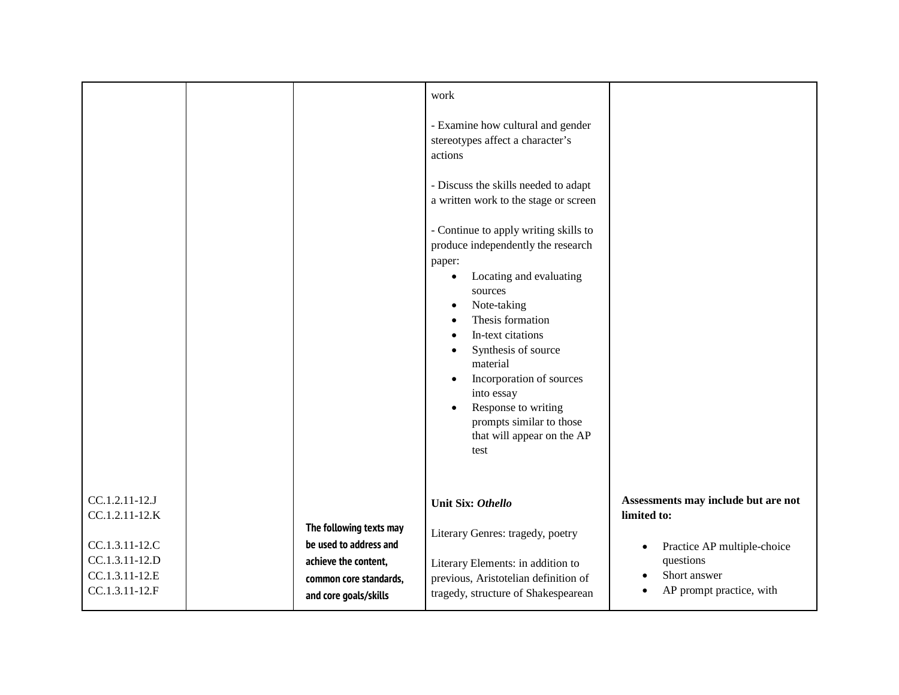| | | | | |
|---|---|---|---|---|
| | | | work<br><br>- Examine how cultural and gender stereotypes affect a character's actions<br><br>- Discuss the skills needed to adapt a written work to the stage or screen<br><br>- Continue to apply writing skills to produce independently the research paper:<br>• Locating and evaluating sources<br>• Note-taking<br>• Thesis formation<br>• In-text citations<br>• Synthesis of source material<br>• Incorporation of sources into essay<br>• Response to writing prompts similar to those that will appear on the AP test | |
| CC.1.2.11-12.J<br>CC.1.2.11-12.K<br><br>CC.1.3.11-12.C<br>CC.1.3.11-12.D<br>CC.1.3.11-12.E<br>CC.1.3.11-12.F | | **The following texts may be used to address and achieve the content, common core standards, and core goals/skills** | **Unit Six: *Othello***<br><br>Literary Genres: tragedy, poetry<br><br>Literary Elements: in addition to previous, Aristotelian definition of tragedy, structure of Shakespearean | **Assessments may include but are not limited to:**<br><br>• Practice AP multiple-choice questions<br>• Short answer<br>• AP prompt practice, with |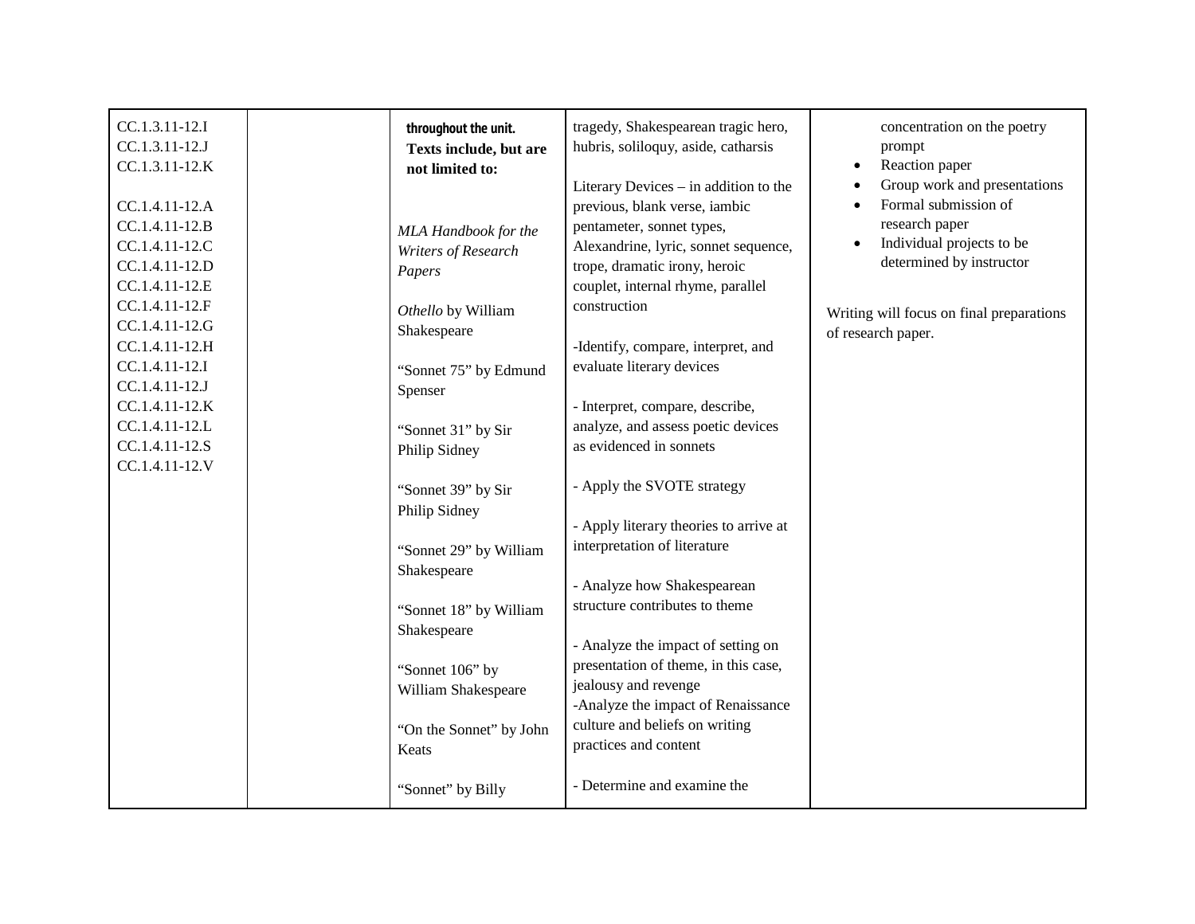| | | | | |
|---|---|---|---|---|
| CC.1.3.11-12.I<br>CC.1.3.11-12.J<br>CC.1.3.11-12.K<br><br>CC.1.4.11-12.A<br>CC.1.4.11-12.B<br>CC.1.4.11-12.C<br>CC.1.4.11-12.D<br>CC.1.4.11-12.E<br>CC.1.4.11-12.F<br>CC.1.4.11-12.G<br>CC.1.4.11-12.H<br>CC.1.4.11-12.I<br>CC.1.4.11-12.J<br>CC.1.4.11-12.K<br>CC.1.4.11-12.L<br>CC.1.4.11-12.S<br>CC.1.4.11-12.V | | **throughout the unit.**<br>**Texts include, but are not limited to:**<br><br>*MLA Handbook for the Writers of Research Papers*<br><br>*Othello* by William Shakespeare<br><br>“Sonnet 75” by Edmund Spenser<br><br>“Sonnet 31” by Sir Philip Sidney<br><br>“Sonnet 39” by Sir Philip Sidney<br><br>“Sonnet 29” by William Shakespeare<br><br>“Sonnet 18” by William Shakespeare<br><br>“Sonnet 106” by William Shakespeare<br><br>“On the Sonnet” by John Keats<br><br>“Sonnet” by Billy | tragedy, Shakespearean tragic hero, hubris, soliloquy, aside, catharsis<br><br>Literary Devices – in addition to the previous, blank verse, iambic pentameter, sonnet types, Alexandrine, lyric, sonnet sequence, trope, dramatic irony, heroic couplet, internal rhyme, parallel construction<br><br>-Identify, compare, interpret, and evaluate literary devices<br><br>- Interpret, compare, describe, analyze, and assess poetic devices as evidenced in sonnets<br><br>- Apply the SVOTE strategy<br><br>- Apply literary theories to arrive at interpretation of literature<br><br>- Analyze how Shakespearean structure contributes to theme<br><br>- Analyze the impact of setting on presentation of theme, in this case, jealousy and revenge<br>-Analyze the impact of Renaissance culture and beliefs on writing practices and content<br><br>- Determine and examine the | concentration on the poetry prompt<br>• Reaction paper<br>• Group work and presentations<br>• Formal submission of research paper<br>• Individual projects to be determined by instructor<br><br>Writing will focus on final preparations of research paper. |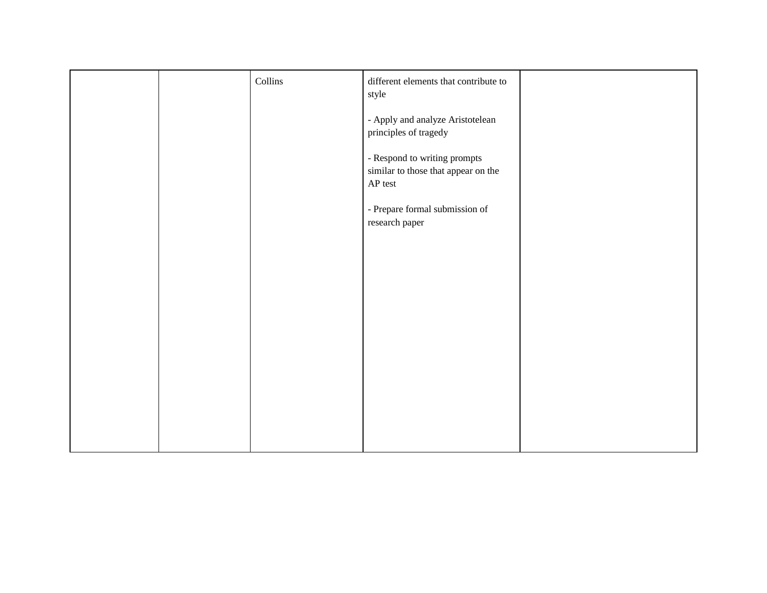| | | | | |
|---|---|---|---|---|
| | | Collins | different elements that contribute to style<br><br>- Apply and analyze Aristotelean principles of tragedy<br><br>- Respond to writing prompts similar to those that appear on the AP test<br><br>- Prepare formal submission of research paper | |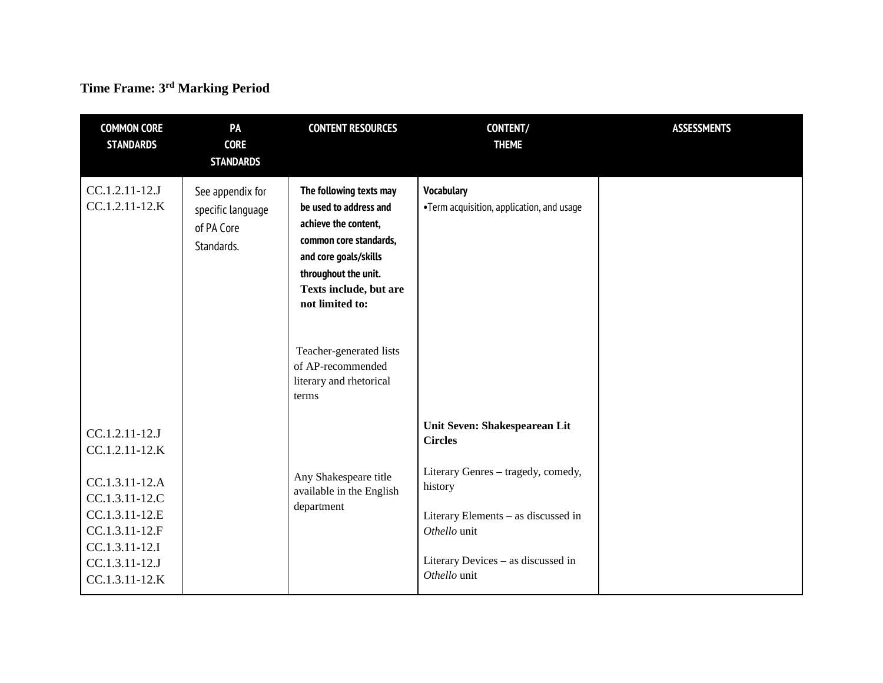**Time Frame: 3rd Marking Period**

| COMMON CORE STANDARDS | PA CORE STANDARDS | CONTENT RESOURCES | CONTENT/ THEME | ASSESSMENTS |
|---|---|---|---|---|
| CC.1.2.11-12.J<br>CC.1.2.11-12.K | See appendix for specific language of PA Core Standards. | **The following texts may be used to address and achieve the content, common core standards, and core goals/skills throughout the unit. Texts include, but are not limited to:**<br><br>Teacher-generated lists of AP-recommended literary and rhetorical terms | **Vocabulary**<br>•Term acquisition, application, and usage | |
| CC.1.2.11-12.J<br>CC.1.2.11-12.K<br><br>CC.1.3.11-12.A<br>CC.1.3.11-12.C<br>CC.1.3.11-12.E<br>CC.1.3.11-12.F<br>CC.1.3.11-12.I<br>CC.1.3.11-12.J<br>CC.1.3.11-12.K | | Any Shakespeare title available in the English department | **Unit Seven: Shakespearean Lit Circles**<br><br>Literary Genres – tragedy, comedy, history<br><br>Literary Elements – as discussed in *Othello* unit<br><br>Literary Devices – as discussed in *Othello* unit | |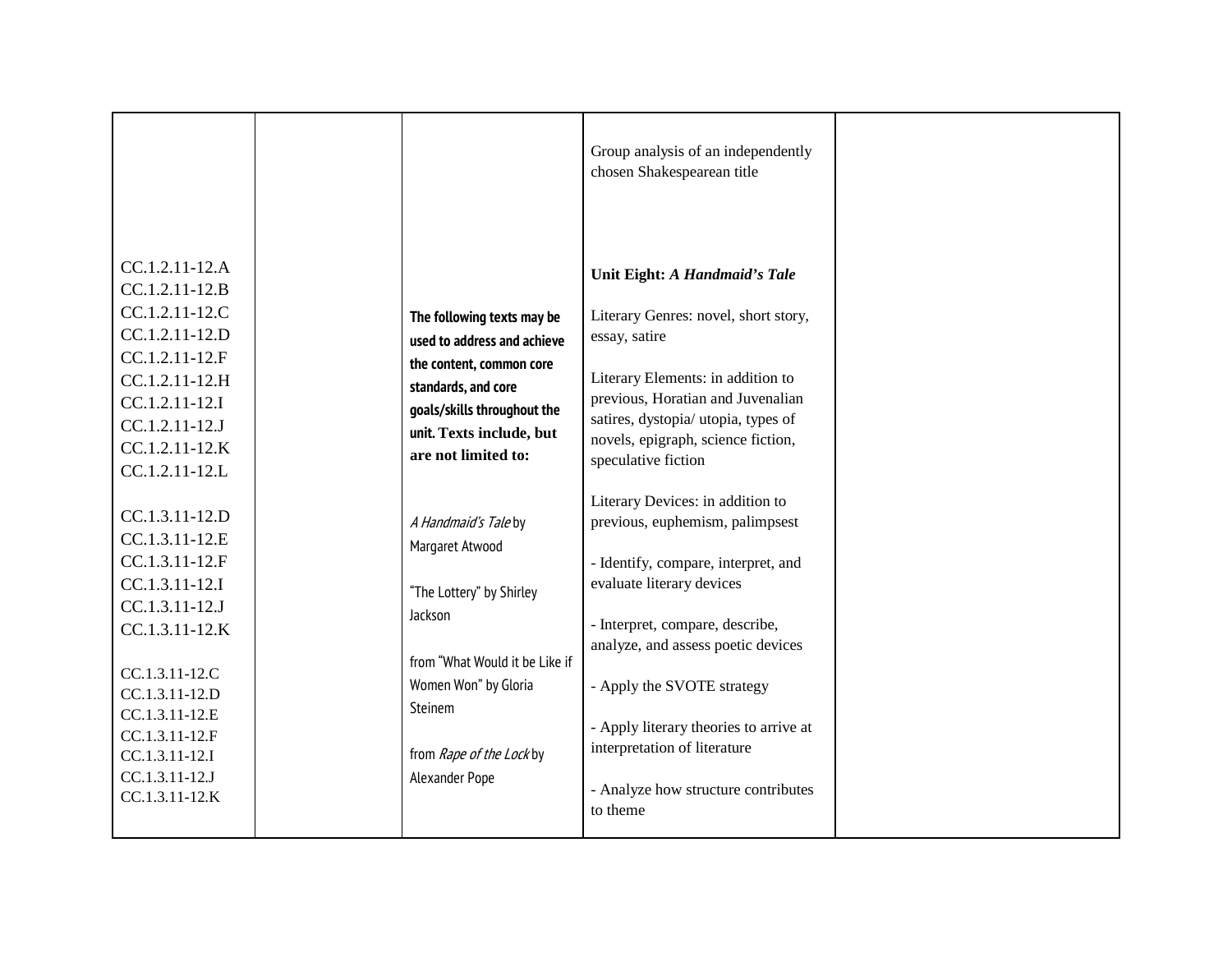|  |  |  | Group analysis of an independently chosen Shakespearean title |  |
|---|---|---|---|---|
| CC.1.2.11-12.A<br>CC.1.2.11-12.B<br>CC.1.2.11-12.C<br>CC.1.2.11-12.D<br>CC.1.2.11-12.F<br>CC.1.2.11-12.H<br>CC.1.2.11-12.I<br>CC.1.2.11-12.J<br>CC.1.2.11-12.K<br>CC.1.2.11-12.L<br><br>CC.1.3.11-12.D<br>CC.1.3.11-12.E<br>CC.1.3.11-12.F<br>CC.1.3.11-12.I<br>CC.1.3.11-12.J<br>CC.1.3.11-12.K<br><br>CC.1.3.11-12.C<br>CC.1.3.11-12.D<br>CC.1.3.11-12.E<br>CC.1.3.11-12.F<br>CC.1.3.11-12.I<br>CC.1.3.11-12.J<br>CC.1.3.11-12.K |  | **The following texts may be used to address and achieve the content, common core standards, and core goals/skills throughout the unit. Texts include, but are not limited to:**<br><br>*A Handmaid's Tale* by Margaret Atwood<br><br>"The Lottery" by Shirley Jackson<br><br>from "What Would it be Like if Women Won" by Gloria Steinem<br><br>from *Rape of the Lock* by Alexander Pope | **Unit Eight: *A Handmaid's Tale***<br><br>Literary Genres: novel, short story, essay, satire<br><br>Literary Elements: in addition to previous, Horatian and Juvenalian satires, dystopia/ utopia, types of novels, epigraph, science fiction, speculative fiction<br><br>Literary Devices: in addition to previous, euphemism, palimpsest<br><br>- Identify, compare, interpret, and evaluate literary devices<br><br>- Interpret, compare, describe, analyze, and assess poetic devices<br><br>- Apply the SVOTE strategy<br><br>- Apply literary theories to arrive at interpretation of literature<br><br>- Analyze how structure contributes to theme |  |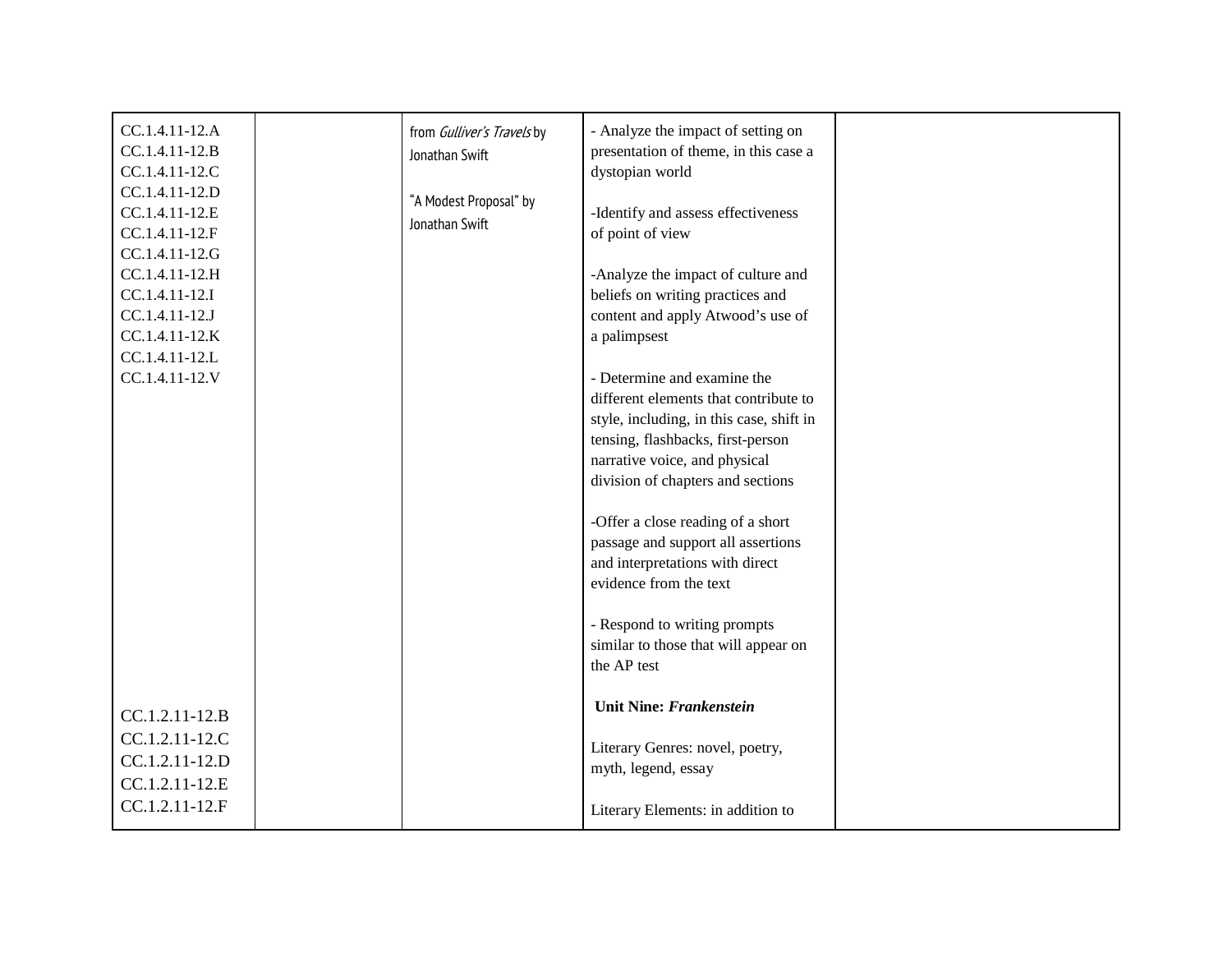| | | | | |
|---|---|---|---|---|
| CC.1.4.11-12.A<br>CC.1.4.11-12.B<br>CC.1.4.11-12.C<br>CC.1.4.11-12.D<br>CC.1.4.11-12.E<br>CC.1.4.11-12.F<br>CC.1.4.11-12.G<br>CC.1.4.11-12.H<br>CC.1.4.11-12.I<br>CC.1.4.11-12.J<br>CC.1.4.11-12.K<br>CC.1.4.11-12.L<br>CC.1.4.11-12.V<br><br><br><br><br><br><br><br><br><br><br><br><br><br>CC.1.2.11-12.B<br>CC.1.2.11-12.C<br>CC.1.2.11-12.D<br>CC.1.2.11-12.E<br>CC.1.2.11-12.F | | from *Gulliver's Travels* by Jonathan Swift<br><br>"A Modest Proposal" by Jonathan Swift | - Analyze the impact of setting on presentation of theme, in this case a dystopian world<br><br>-Identify and assess effectiveness of point of view<br><br>-Analyze the impact of culture and beliefs on writing practices and content and apply Atwood's use of a palimpsest<br><br>- Determine and examine the different elements that contribute to style, including, in this case, shift in tensing, flashbacks, first-person narrative voice, and physical division of chapters and sections<br><br>-Offer a close reading of a short passage and support all assertions and interpretations with direct evidence from the text<br><br>- Respond to writing prompts similar to those that will appear on the AP test<br><br>**Unit Nine: *Frankenstein***<br><br>Literary Genres: novel, poetry, myth, legend, essay<br><br>Literary Elements: in addition to | |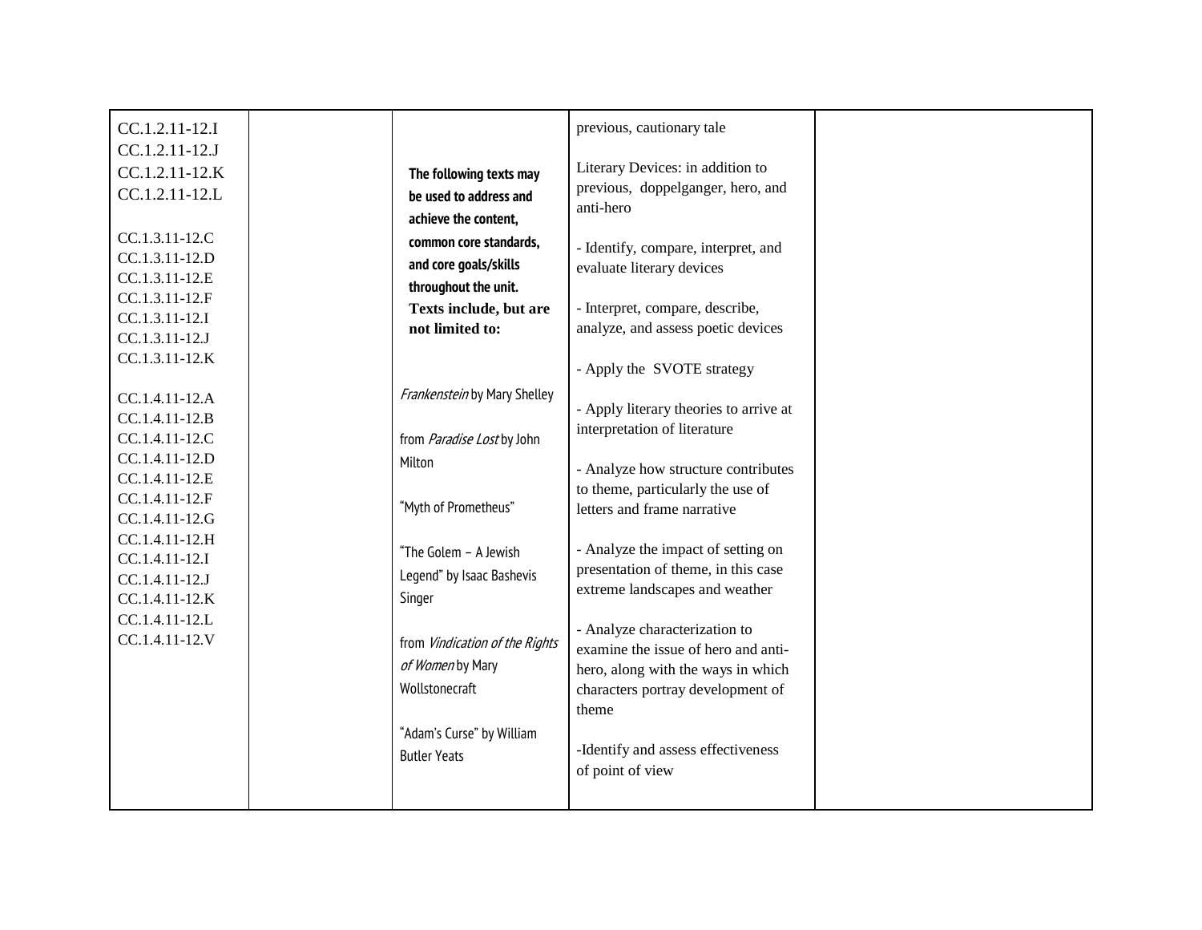| | | | | |
|---|---|---|---|---|
| CC.1.2.11-12.I<br>CC.1.2.11-12.J<br>CC.1.2.11-12.K<br>CC.1.2.11-12.L<br><br>CC.1.3.11-12.C<br>CC.1.3.11-12.D<br>CC.1.3.11-12.E<br>CC.1.3.11-12.F<br>CC.1.3.11-12.I<br>CC.1.3.11-12.J<br>CC.1.3.11-12.K<br><br>CC.1.4.11-12.A<br>CC.1.4.11-12.B<br>CC.1.4.11-12.C<br>CC.1.4.11-12.D<br>CC.1.4.11-12.E<br>CC.1.4.11-12.F<br>CC.1.4.11-12.G<br>CC.1.4.11-12.H<br>CC.1.4.11-12.I<br>CC.1.4.11-12.J<br>CC.1.4.11-12.K<br>CC.1.4.11-12.L<br>CC.1.4.11-12.V | | **The following texts may be used to address and achieve the content, common core standards, and core goals/skills throughout the unit. Texts include, but are not limited to:**<br><br>*Frankenstein* by Mary Shelley<br><br>from *Paradise Lost* by John Milton<br><br>"Myth of Prometheus"<br><br>"The Golem – A Jewish Legend" by Isaac Bashevis Singer<br><br>from *Vindication of the Rights of Women* by Mary Wollstonecraft<br><br>"Adam's Curse" by William Butler Yeats | previous, cautionary tale<br><br>Literary Devices: in addition to previous, doppelganger, hero, and anti-hero<br><br>- Identify, compare, interpret, and evaluate literary devices<br><br>- Interpret, compare, describe, analyze, and assess poetic devices<br><br>- Apply the SVOTE strategy<br><br>- Apply literary theories to arrive at interpretation of literature<br><br>- Analyze how structure contributes to theme, particularly the use of letters and frame narrative<br><br>- Analyze the impact of setting on presentation of theme, in this case extreme landscapes and weather<br><br>- Analyze characterization to examine the issue of hero and anti-hero, along with the ways in which characters portray development of theme<br><br>-Identify and assess effectiveness of point of view | |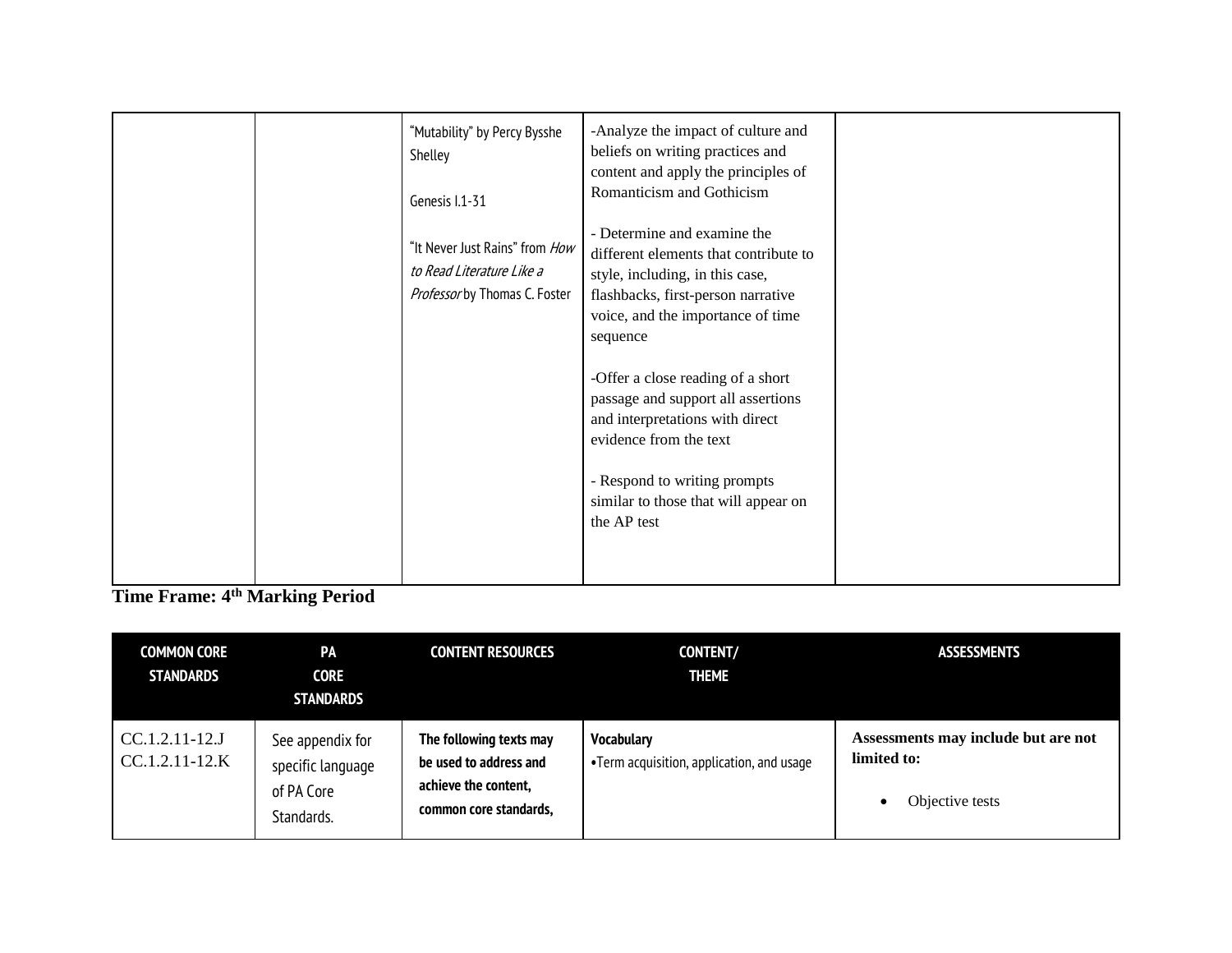|  |  |  |  |  |
|---|---|---|---|---|
|  |  | "Mutability" by Percy Bysshe Shelley<br><br>Genesis I.1-31<br><br>"It Never Just Rains" from *How to Read Literature Like a Professor* by Thomas C. Foster | -Analyze the impact of culture and beliefs on writing practices and content and apply the principles of Romanticism and Gothicism<br><br>- Determine and examine the different elements that contribute to style, including, in this case, flashbacks, first-person narrative voice, and the importance of time sequence<br><br>-Offer a close reading of a short passage and support all assertions and interpretations with direct evidence from the text<br><br>- Respond to writing prompts similar to those that will appear on the AP test |  |

**Time Frame: 4th Marking Period**

| COMMON CORE STANDARDS | PA CORE STANDARDS | CONTENT RESOURCES | CONTENT/ THEME | ASSESSMENTS |
|---|---|---|---|---|
| CC.1.2.11-12.J<br>CC.1.2.11-12.K | See appendix for specific language of PA Core Standards. | **The following texts may be used to address and achieve the content, common core standards,** | **Vocabulary**<br>•Term acquisition, application, and usage | **Assessments may include but are not limited to:**<br><br>• Objective tests |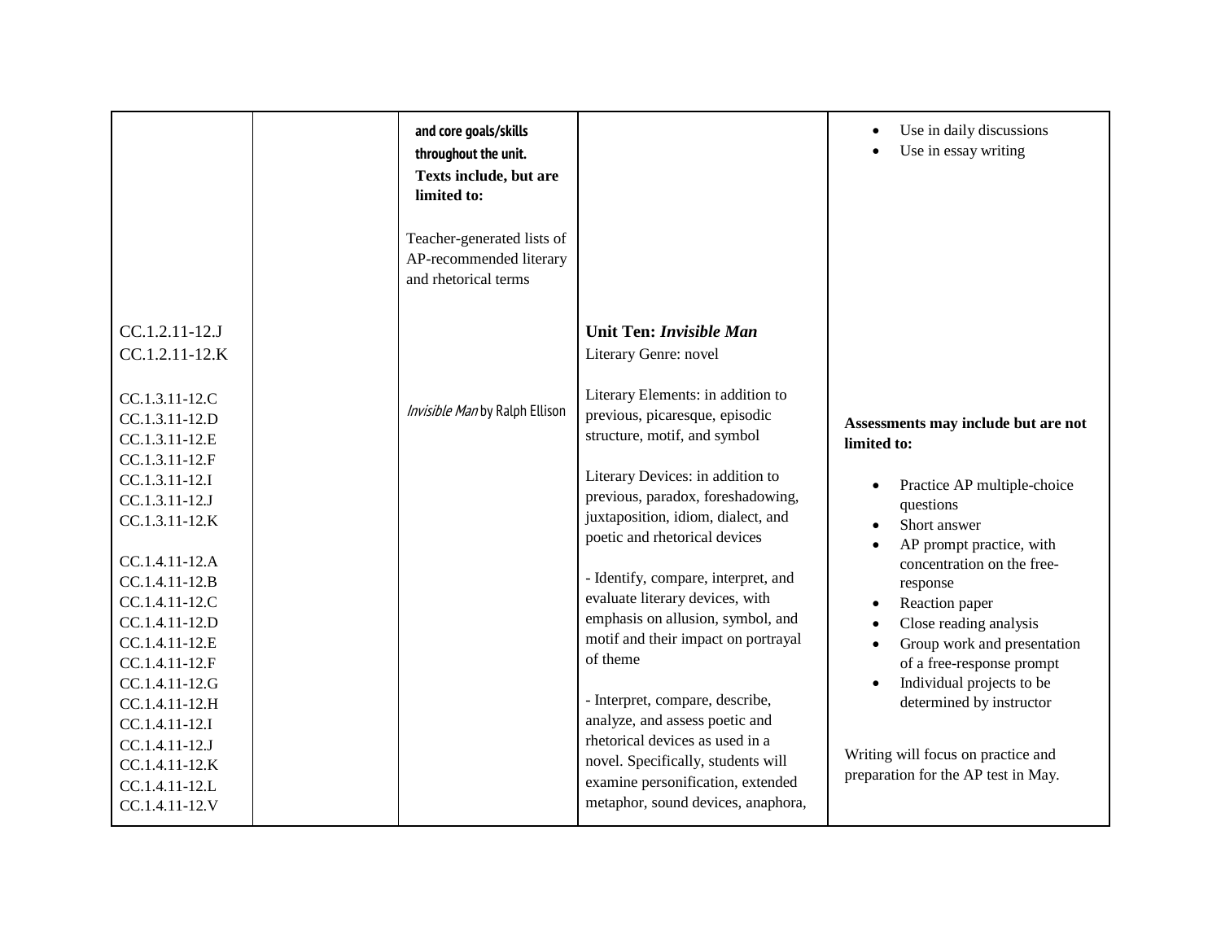| | | | | |
|---|---|---|---|---|
| | | **and core goals/skills throughout the unit.** **Texts include, but are limited to:** Teacher-generated lists of AP-recommended literary and rhetorical terms | | • Use in daily discussions • Use in essay writing |
| CC.1.2.11-12.J CC.1.2.11-12.K CC.1.3.11-12.C CC.1.3.11-12.D CC.1.3.11-12.E CC.1.3.11-12.F CC.1.3.11-12.I CC.1.3.11-12.J CC.1.3.11-12.K CC.1.4.11-12.A CC.1.4.11-12.B CC.1.4.11-12.C CC.1.4.11-12.D CC.1.4.11-12.E CC.1.4.11-12.F CC.1.4.11-12.G CC.1.4.11-12.H CC.1.4.11-12.I CC.1.4.11-12.J CC.1.4.11-12.K CC.1.4.11-12.L CC.1.4.11-12.V | | *Invisible Man* by Ralph Ellison | **Unit Ten: *Invisible Man*** Literary Genre: novel Literary Elements: in addition to previous, picaresque, episodic structure, motif, and symbol Literary Devices: in addition to previous, paradox, foreshadowing, juxtaposition, idiom, dialect, and poetic and rhetorical devices - Identify, compare, interpret, and evaluate literary devices, with emphasis on allusion, symbol, and motif and their impact on portrayal of theme - Interpret, compare, describe, analyze, and assess poetic and rhetorical devices as used in a novel. Specifically, students will examine personification, extended metaphor, sound devices, anaphora, | **Assessments may include but are not limited to:** • Practice AP multiple-choice questions • Short answer • AP prompt practice, with concentration on the free-response • Reaction paper • Close reading analysis • Group work and presentation of a free-response prompt • Individual projects to be determined by instructor Writing will focus on practice and preparation for the AP test in May. |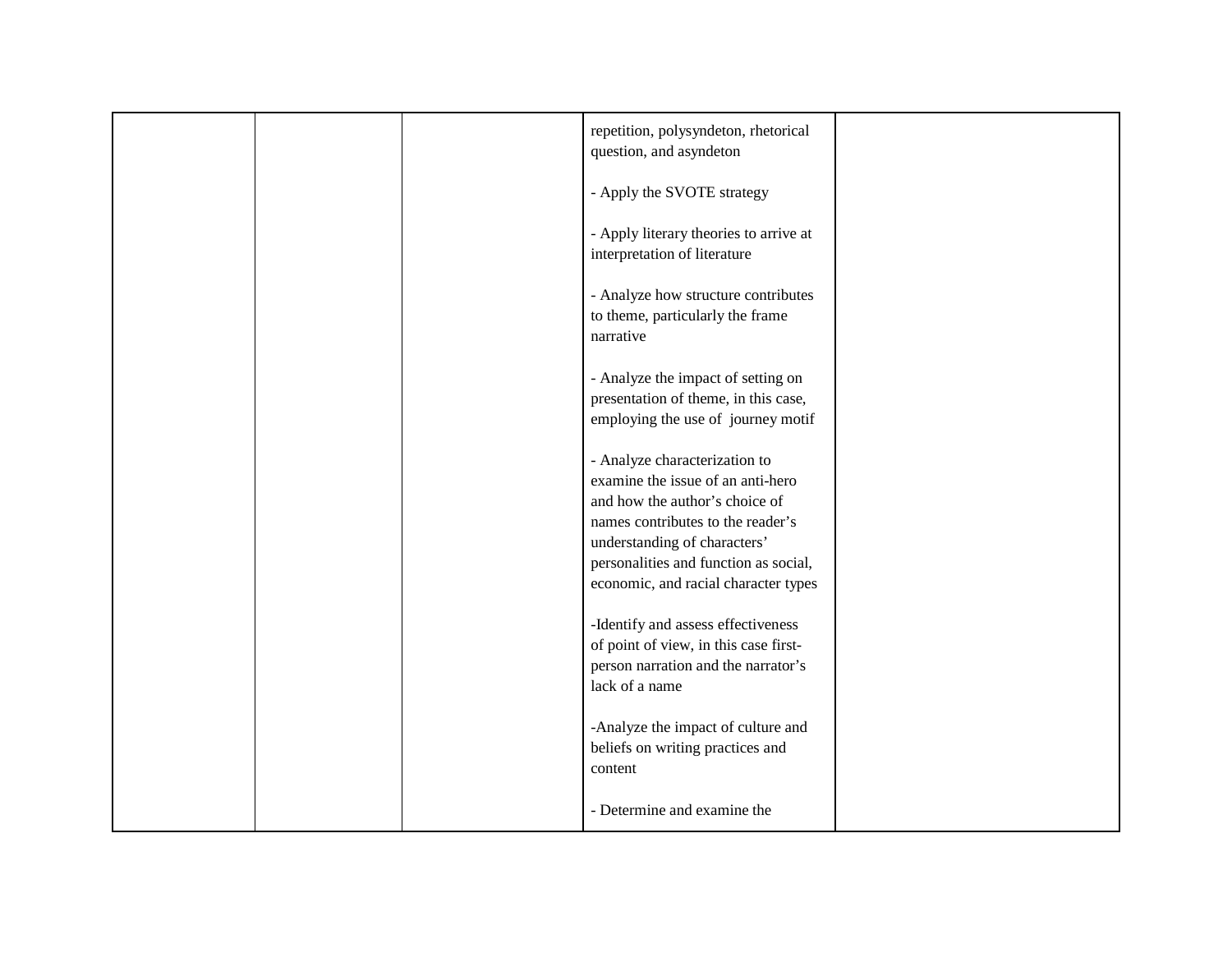|  |  |  | repetition, polysyndeton, rhetorical question, and asyndeton<br><br>- Apply the SVOTE strategy<br><br>- Apply literary theories to arrive at interpretation of literature<br><br>- Analyze how structure contributes to theme, particularly the frame narrative<br><br>- Analyze the impact of setting on presentation of theme, in this case, employing the use of journey motif<br><br>- Analyze characterization to examine the issue of an anti-hero and how the author's choice of names contributes to the reader's understanding of characters' personalities and function as social, economic, and racial character types<br><br>-Identify and assess effectiveness of point of view, in this case first-person narration and the narrator's lack of a name<br><br>-Analyze the impact of culture and beliefs on writing practices and content<br><br>- Determine and examine the |  |
|---|---|---|---|---|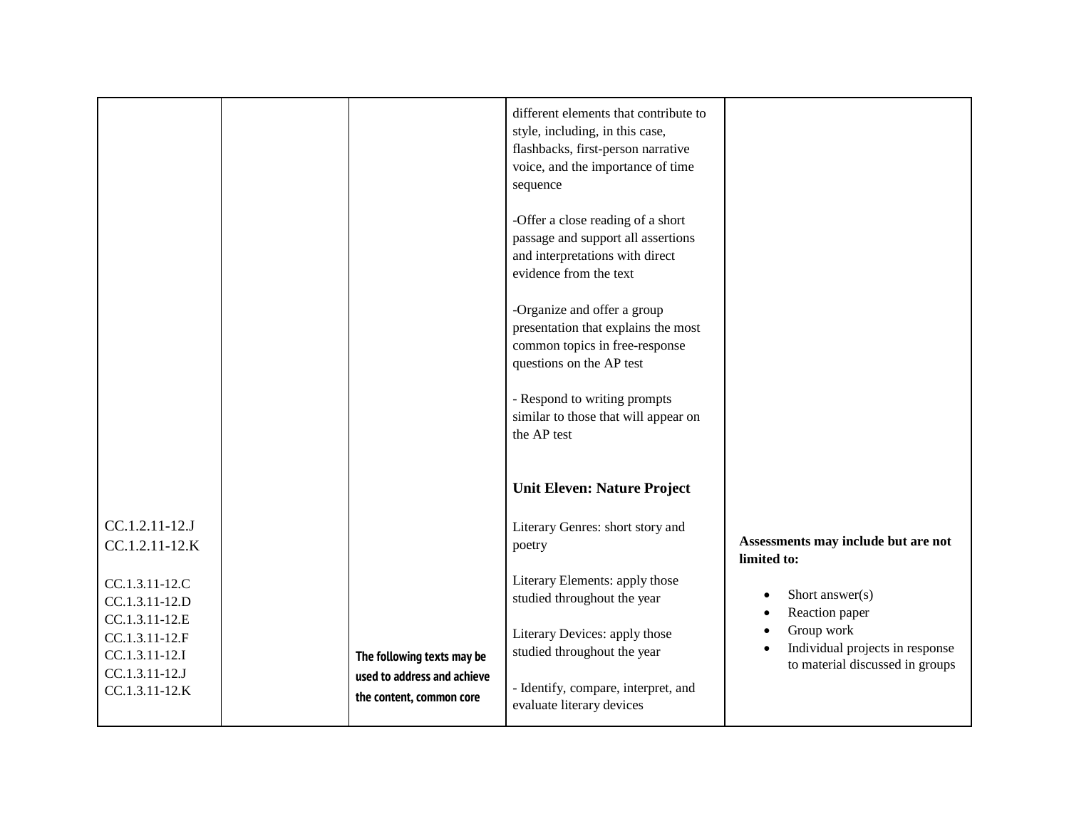| | | | | |
|---|---|---|---|---|
| | | | different elements that contribute to style, including, in this case, flashbacks, first-person narrative voice, and the importance of time sequence<br><br>-Offer a close reading of a short passage and support all assertions and interpretations with direct evidence from the text<br><br>-Organize and offer a group presentation that explains the most common topics in free-response questions on the AP test<br><br>- Respond to writing prompts similar to those that will appear on the AP test | |
| CC.1.2.11-12.J<br>CC.1.2.11-12.K<br><br>CC.1.3.11-12.C<br>CC.1.3.11-12.D<br>CC.1.3.11-12.E<br>CC.1.3.11-12.F<br>CC.1.3.11-12.I<br>CC.1.3.11-12.J<br>CC.1.3.11-12.K | | **The following texts may be used to address and achieve the content, common core** | **Unit Eleven: Nature Project**<br><br>Literary Genres: short story and poetry<br><br>Literary Elements: apply those studied throughout the year<br><br>Literary Devices: apply those studied throughout the year<br><br>- Identify, compare, interpret, and evaluate literary devices | **Assessments may include but are not limited to:**<br><br>• Short answer(s)<br>• Reaction paper<br>• Group work<br>• Individual projects in response to material discussed in groups |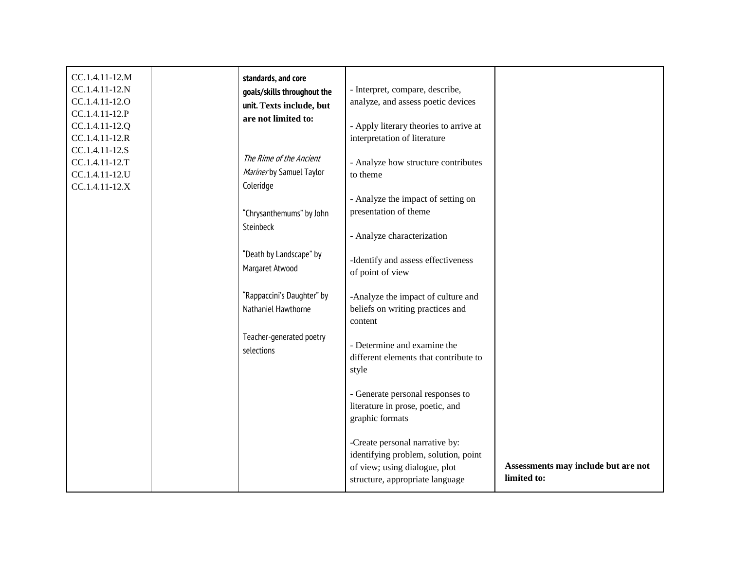| | | | | |
|---|---|---|---|---|
| CC.1.4.11-12.M<br>CC.1.4.11-12.N<br>CC.1.4.11-12.O<br>CC.1.4.11-12.P<br>CC.1.4.11-12.Q<br>CC.1.4.11-12.R<br>CC.1.4.11-12.S<br>CC.1.4.11-12.T<br>CC.1.4.11-12.U<br>CC.1.4.11-12.X | | **standards, and core goals/skills throughout the unit. Texts include, but are not limited to:**<br><br>*The Rime of the Ancient Mariner* by Samuel Taylor Coleridge<br><br>"Chrysanthemums" by John Steinbeck<br><br>"Death by Landscape" by Margaret Atwood<br><br>"Rappaccini's Daughter" by Nathaniel Hawthorne<br><br>Teacher-generated poetry selections | - Interpret, compare, describe, analyze, and assess poetic devices<br><br>- Apply literary theories to arrive at interpretation of literature<br><br>- Analyze how structure contributes to theme<br><br>- Analyze the impact of setting on presentation of theme<br><br>- Analyze characterization<br><br>-Identify and assess effectiveness of point of view<br><br>-Analyze the impact of culture and beliefs on writing practices and content<br><br>- Determine and examine the different elements that contribute to style<br><br>- Generate personal responses to literature in prose, poetic, and graphic formats<br><br>-Create personal narrative by: identifying problem, solution, point of view; using dialogue, plot structure, appropriate language | **Assessments may include but are not limited to:** |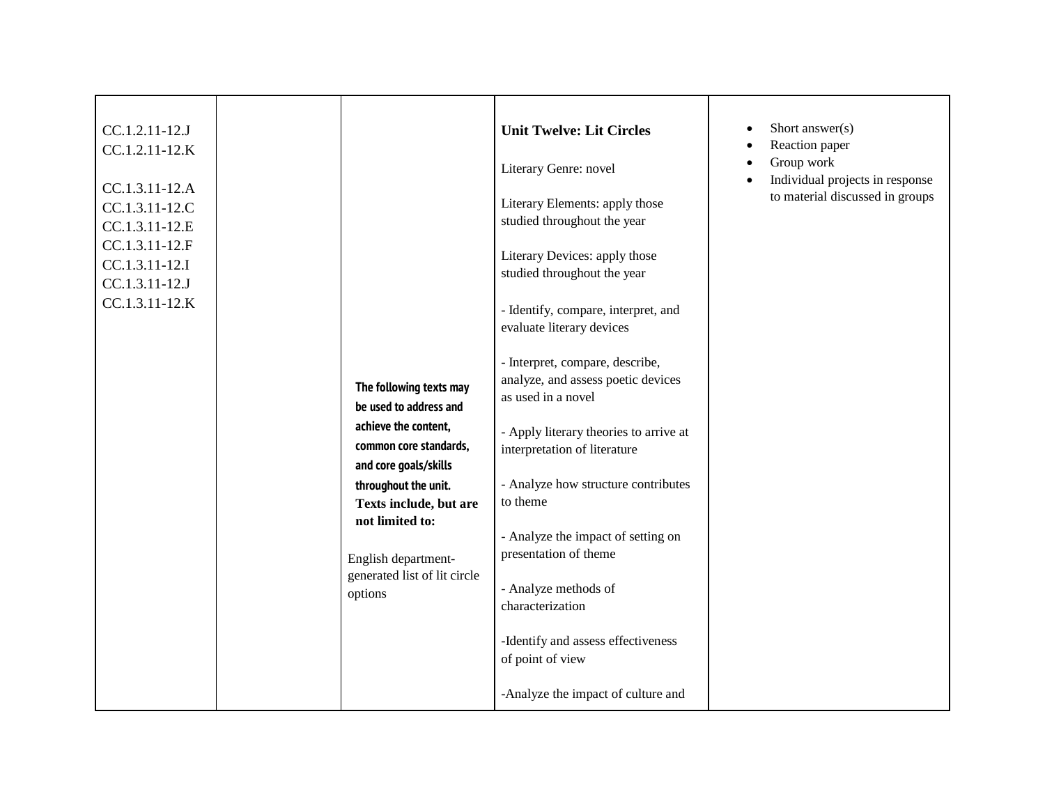| | | | | |
|---|---|---|---|---|
| CC.1.2.11-12.J<br>CC.1.2.11-12.K<br><br>CC.1.3.11-12.A<br>CC.1.3.11-12.C<br>CC.1.3.11-12.E<br>CC.1.3.11-12.F<br>CC.1.3.11-12.I<br>CC.1.3.11-12.J<br>CC.1.3.11-12.K | | **The following texts may be used to address and achieve the content, common core standards, and core goals/skills throughout the unit. Texts include, but are not limited to:**<br><br>English department-generated list of lit circle options | **Unit Twelve: Lit Circles**<br><br>Literary Genre: novel<br><br>Literary Elements: apply those studied throughout the year<br><br>Literary Devices: apply those studied throughout the year<br><br>- Identify, compare, interpret, and evaluate literary devices<br><br>- Interpret, compare, describe, analyze, and assess poetic devices as used in a novel<br><br>- Apply literary theories to arrive at interpretation of literature<br><br>- Analyze how structure contributes to theme<br><br>- Analyze the impact of setting on presentation of theme<br><br>- Analyze methods of characterization<br><br>-Identify and assess effectiveness of point of view<br><br>-Analyze the impact of culture and | • Short answer(s)<br>• Reaction paper<br>• Group work<br>• Individual projects in response to material discussed in groups |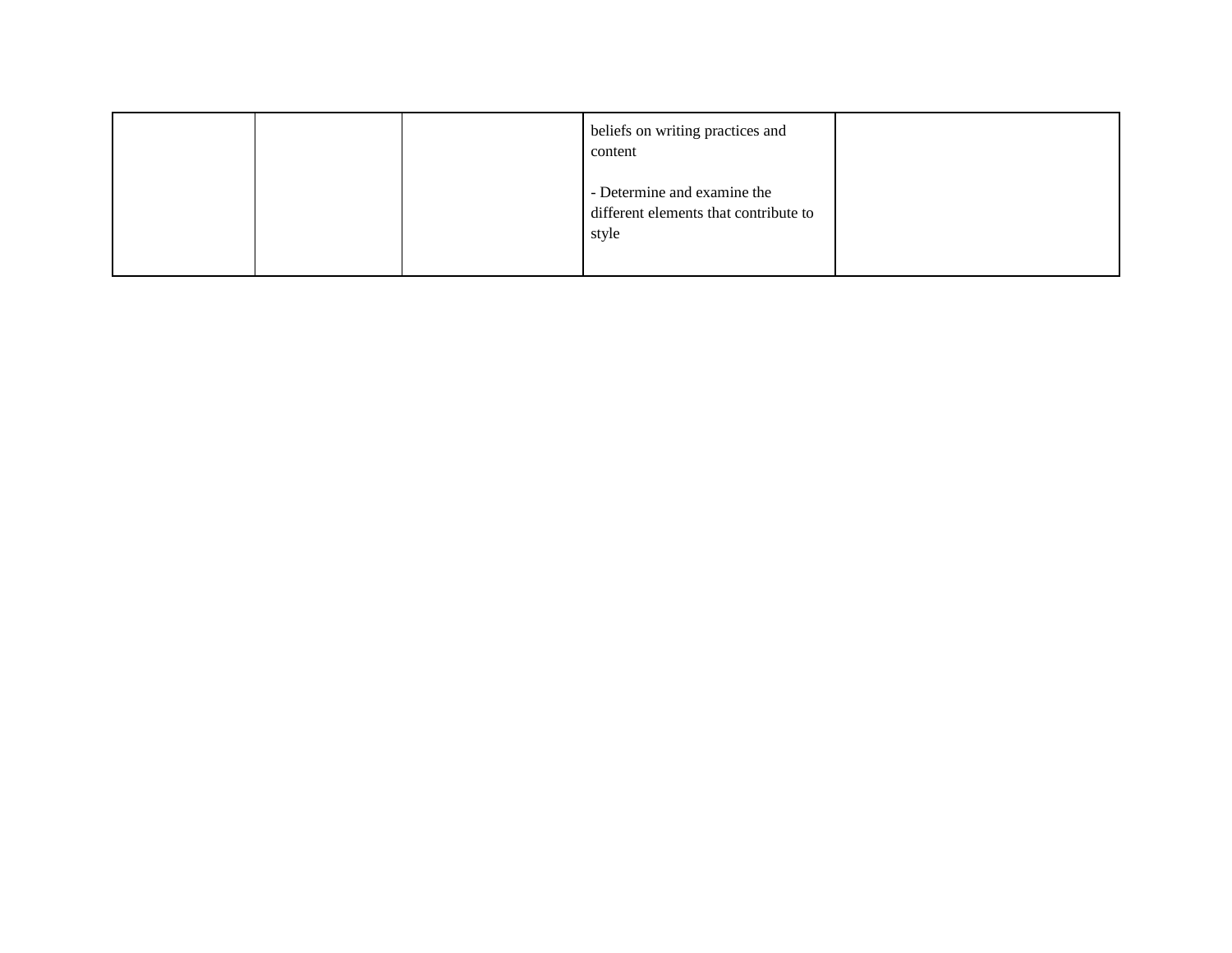| | | | | |
|---|---|---|---|---|
| | | | beliefs on writing practices and content<br><br>- Determine and examine the different elements that contribute to style | |